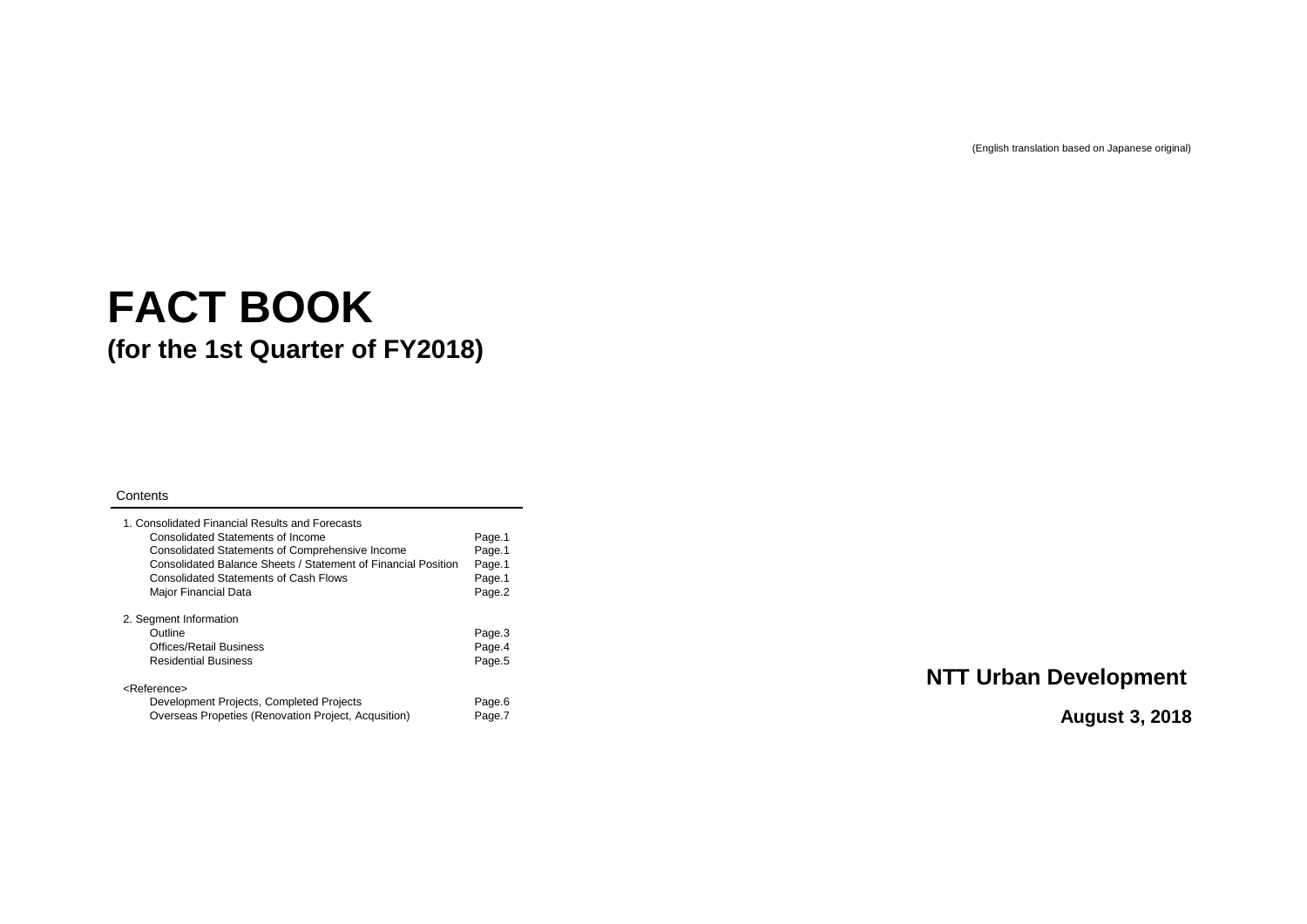(English translation based on Japanese original)

# FACT BOOK
## (for the 1st Quarter of FY2018)

Contents

| | |
|---|---|
| 1. Consolidated Financial Results and Forecasts | |
| Consolidated Statements of Income | Page.1 |
| Consolidated Statements of Comprehensive Income | Page.1 |
| Consolidated Balance Sheets / Statement of Financial Position | Page.1 |
| Consolidated Statements of Cash Flows | Page.1 |
| Major Financial Data | Page.2 |
| | |
| 2. Segment Information | |
| Outline | Page.3 |
| Offices/Retail Business | Page.4 |
| Residential Business | Page.5 |
| | |
| <Reference> | |
| Development Projects, Completed Projects | Page.6 |
| Overseas Propeties (Renovation Project, Acqusition) | Page.7 |

**NTT Urban Development**

**August 3, 2018**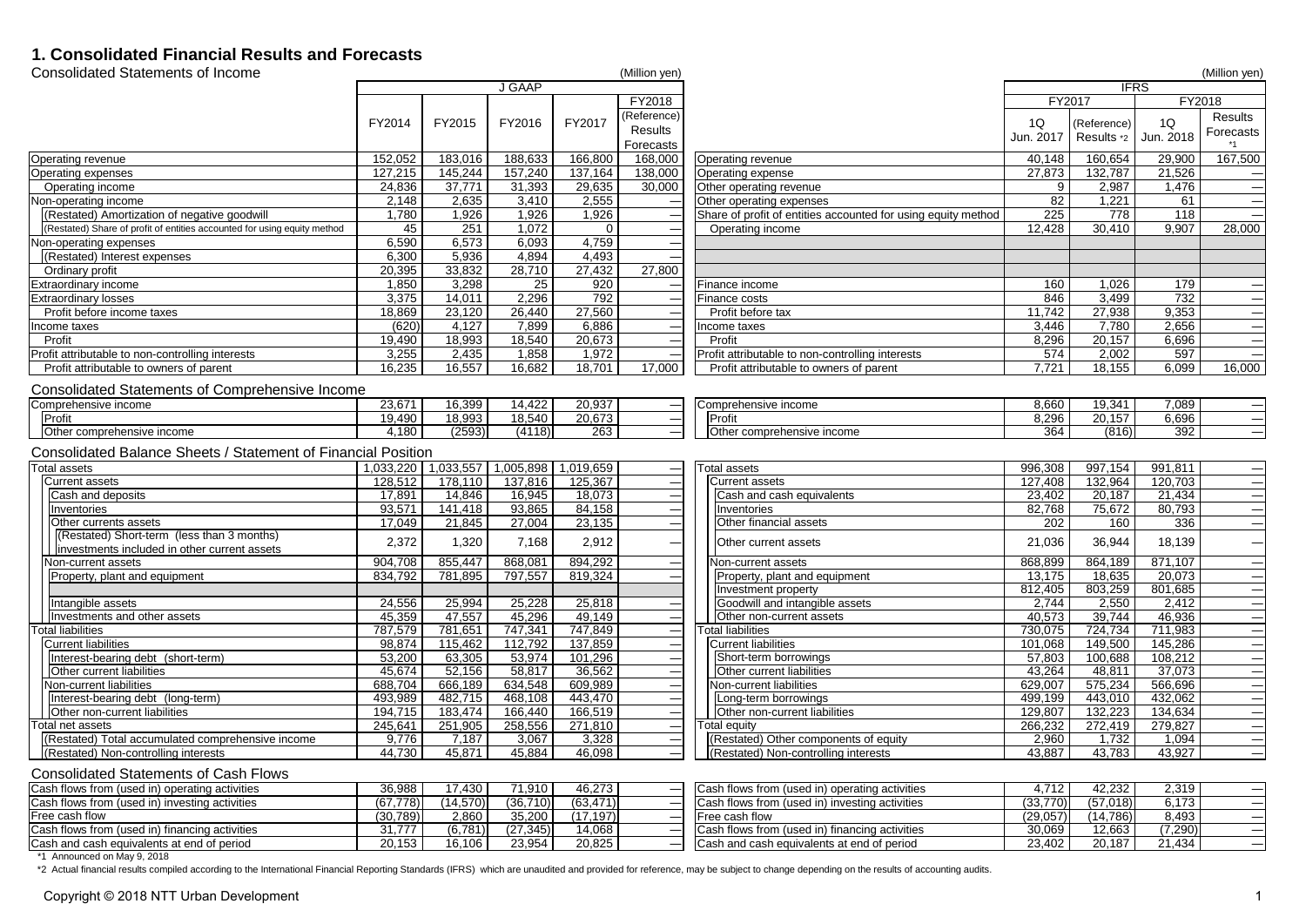# 1. Consolidated Financial Results and Forecasts

## Consolidated Statements of Income

(Million yen)

| | J GAAP | | | | |
|---|---|---|---|---|---|
| | FY2014 | FY2015 | FY2016 | FY2017 | FY2018 (Reference) Results Forecasts |
| Operating revenue | 152,052 | 183,016 | 188,633 | 166,800 | 168,000 |
| Operating expenses | 127,215 | 145,244 | 157,240 | 137,164 | 138,000 |
| Operating income | 24,836 | 37,771 | 31,393 | 29,635 | 30,000 |
| Non-operating income | 2,148 | 2,635 | 3,410 | 2,555 | — |
| (Restated) Amortization of negative goodwill | 1,780 | 1,926 | 1,926 | 1,926 | — |
| (Restated) Share of profit of entities accounted for using equity method | 45 | 251 | 1,072 | 0 | — |
| Non-operating expenses | 6,590 | 6,573 | 6,093 | 4,759 | — |
| (Restated) Interest expenses | 6,300 | 5,936 | 4,894 | 4,493 | — |
| Ordinary profit | 20,395 | 33,832 | 28,710 | 27,432 | 27,800 |
| Extraordinary income | 1,850 | 3,298 | 25 | 920 | — |
| Extraordinary losses | 3,375 | 14,011 | 2,296 | 792 | — |
| Profit before income taxes | 18,869 | 23,120 | 26,440 | 27,560 | — |
| Income taxes | (620) | 4,127 | 7,899 | 6,886 | — |
| Profit | 19,490 | 18,993 | 18,540 | 20,673 | — |
| Profit attributable to non-controlling interests | 3,255 | 2,435 | 1,858 | 1,972 | — |
| Profit attributable to owners of parent | 16,235 | 16,557 | 16,682 | 18,701 | 17,000 |

(Million yen)

| | IFRS | | | |
|---|---|---|---|---|
| | FY2017 | | FY2018 | |
| | 1Q Jun. 2017 | (Reference) Results *2 | 1Q Jun. 2018 | Results Forecasts *1 |
| Operating revenue | 40,148 | 160,654 | 29,900 | 167,500 |
| Operating expense | 27,873 | 132,787 | 21,526 | — |
| Other operating revenue | 9 | 2,987 | 1,476 | — |
| Other operating expenses | 82 | 1,221 | 61 | — |
| Share of profit of entities accounted for using equity method | 225 | 778 | 118 | — |
| Operating income | 12,428 | 30,410 | 9,907 | 28,000 |
| Finance income | 160 | 1,026 | 179 | — |
| Finance costs | 846 | 3,499 | 732 | — |
| Profit before tax | 11,742 | 27,938 | 9,353 | — |
| Income taxes | 3,446 | 7,780 | 2,656 | — |
| Profit | 8,296 | 20,157 | 6,696 | — |
| Profit attributable to non-controlling interests | 574 | 2,002 | 597 | — |
| Profit attributable to owners of parent | 7,721 | 18,155 | 6,099 | 16,000 |

## Consolidated Statements of Comprehensive Income

| | FY2014 | FY2015 | FY2016 | FY2017 | FY2018 (Reference) Results Forecasts |
|---|---|---|---|---|---|
| Comprehensive income | 23,671 | 16,399 | 14,422 | 20,937 | — |
| Profit | 19,490 | 18,993 | 18,540 | 20,673 | — |
| Other comprehensive income | 4,180 | (2593) | (4118) | 263 | — |

| | 1Q Jun. 2017 | (Reference) Results *2 | 1Q Jun. 2018 | Results Forecasts *1 |
|---|---|---|---|---|
| Comprehensive income | 8,660 | 19,341 | 7,089 | — |
| Profit | 8,296 | 20,157 | 6,696 | — |
| Other comprehensive income | 364 | (816) | 392 | — |

## Consolidated Balance Sheets / Statement of Financial Position

| | FY2014 | FY2015 | FY2016 | FY2017 | FY2018 (Reference) Results Forecasts |
|---|---|---|---|---|---|
| Total assets | 1,033,220 | 1,033,557 | 1,005,898 | 1,019,659 | — |
| Current assets | 128,512 | 178,110 | 137,816 | 125,367 | — |
| Cash and deposits | 17,891 | 14,846 | 16,945 | 18,073 | — |
| Inventories | 93,571 | 141,418 | 93,865 | 84,158 | — |
| Other currents assets | 17,049 | 21,845 | 27,004 | 23,135 | — |
| (Restated) Short-term (less than 3 months) investments included in other current assets | 2,372 | 1,320 | 7,168 | 2,912 | — |
| Non-current assets | 904,708 | 855,447 | 868,081 | 894,292 | — |
| Property, plant and equipment | 834,792 | 781,895 | 797,557 | 819,324 | — |
| | | | | | |
| Intangible assets | 24,556 | 25,994 | 25,228 | 25,818 | — |
| Investments and other assets | 45,359 | 47,557 | 45,296 | 49,149 | — |
| Total liabilities | 787,579 | 781,651 | 747,341 | 747,849 | — |
| Current liabilities | 98,874 | 115,462 | 112,792 | 137,859 | — |
| Interest-bearing debt (short-term) | 53,200 | 63,305 | 53,974 | 101,296 | — |
| Other current liabilities | 45,674 | 52,156 | 58,817 | 36,562 | — |
| Non-current liabilities | 688,704 | 666,189 | 634,548 | 609,989 | — |
| Interest-bearing debt (long-term) | 493,989 | 482,715 | 468,108 | 443,470 | — |
| Other non-current liabilities | 194,715 | 183,474 | 166,440 | 166,519 | — |
| Total net assets | 245,641 | 251,905 | 258,556 | 271,810 | — |
| (Restated) Total accumulated comprehensive income | 9,776 | 7,187 | 3,067 | 3,328 | — |
| (Restated) Non-controlling interests | 44,730 | 45,871 | 45,884 | 46,098 | — |

| | 1Q Jun. 2017 | (Reference) Results *2 | 1Q Jun. 2018 | Results Forecasts *1 |
|---|---|---|---|---|
| Total assets | 996,308 | 997,154 | 991,811 | — |
| Current assets | 127,408 | 132,964 | 120,703 | — |
| Cash and cash equivalents | 23,402 | 20,187 | 21,434 | — |
| Inventories | 82,768 | 75,672 | 80,793 | — |
| Other financial assets | 202 | 160 | 336 | — |
| Other current assets | 21,036 | 36,944 | 18,139 | — |
| Non-current assets | 868,899 | 864,189 | 871,107 | — |
| Property, plant and equipment | 13,175 | 18,635 | 20,073 | — |
| Investment property | 812,405 | 803,259 | 801,685 | — |
| Goodwill and intangible assets | 2,744 | 2,550 | 2,412 | — |
| Other non-current assets | 40,573 | 39,744 | 46,936 | — |
| Total liabilities | 730,075 | 724,734 | 711,983 | — |
| Current liabilities | 101,068 | 149,500 | 145,286 | — |
| Short-term borrowings | 57,803 | 100,688 | 108,212 | — |
| Other current liabilities | 43,264 | 48,811 | 37,073 | — |
| Non-current liabilities | 629,007 | 575,234 | 566,696 | — |
| Long-term borrowings | 499,199 | 443,010 | 432,062 | — |
| Other non-current liabilities | 129,807 | 132,223 | 134,634 | — |
| Total equity | 266,232 | 272,419 | 279,827 | — |
| (Restated) Other components of equity | 2,960 | 1,732 | 1,094 | — |
| (Restated) Non-controlling interests | 43,887 | 43,783 | 43,927 | — |

## Consolidated Statements of Cash Flows

| | FY2014 | FY2015 | FY2016 | FY2017 | FY2018 (Reference) Results Forecasts |
|---|---|---|---|---|---|
| Cash flows from (used in) operating activities | 36,988 | 17,430 | 71,910 | 46,273 | — |
| Cash flows from (used in) investing activities | (67,778) | (14,570) | (36,710) | (63,471) | — |
| Free cash flow | (30,789) | 2,860 | 35,200 | (17,197) | — |
| Cash flows from (used in) financing activities | 31,777 | (6,781) | (27,345) | 14,068 | — |
| Cash and cash equivalents at end of period | 20,153 | 16,106 | 23,954 | 20,825 | — |

| | 1Q Jun. 2017 | (Reference) Results *2 | 1Q Jun. 2018 | Results Forecasts *1 |
|---|---|---|---|---|
| Cash flows from (used in) operating activities | 4,712 | 42,232 | 2,319 | — |
| Cash flows from (used in) investing activities | (33,770) | (57,018) | 6,173 | — |
| Free cash flow | (29,057) | (14,786) | 8,493 | — |
| Cash flows from (used in) financing activities | 30,069 | 12,663 | (7,290) | — |
| Cash and cash equivalents at end of period | 23,402 | 20,187 | 21,434 | — |

*1 Announced on May 9, 2018

*2 Actual financial results compiled according to the International Financial Reporting Standards (IFRS) which are unaudited and provided for reference, may be subject to change depending on the results of accounting audits.

Copyright © 2018 NTT Urban Development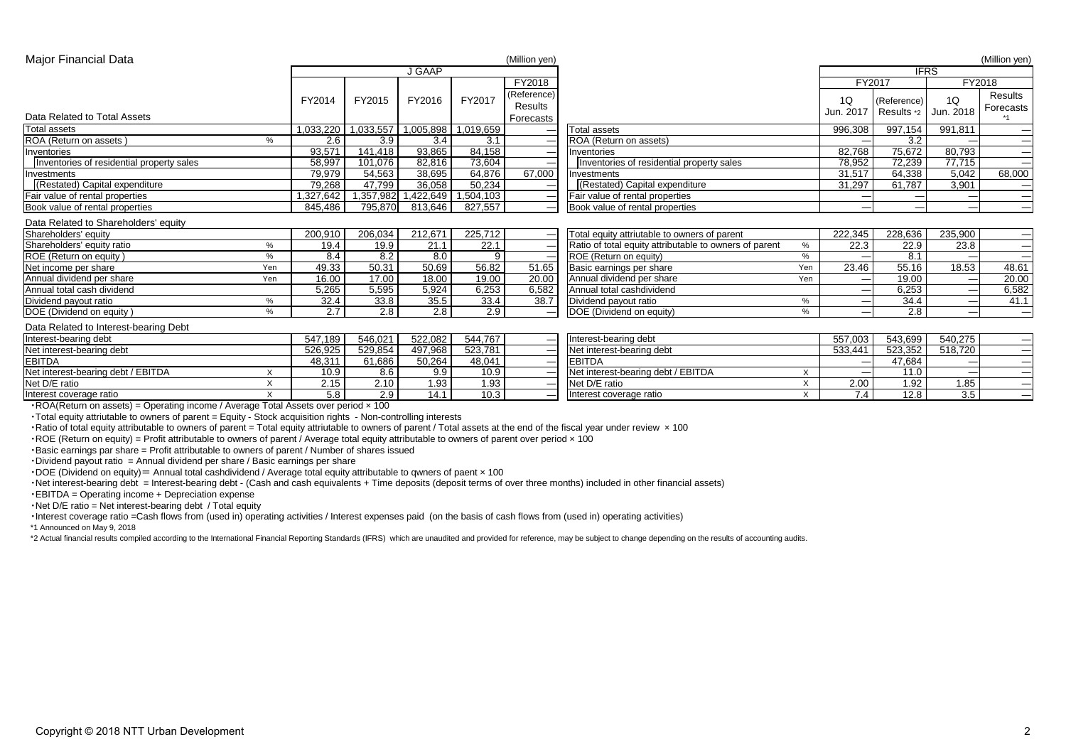## Major Financial Data

(Million yen)

| Data Related to Total Assets | | J GAAP FY2014 | FY2015 | FY2016 | FY2017 | FY2018 (Reference) Results Forecasts |
|---|---|---|---|---|---|---|
| Total assets | | 1,033,220 | 1,033,557 | 1,005,898 | 1,019,659 | — |
| ROA (Return on assets ) | % | 2.6 | 3.9 | 3.4 | 3.1 | — |
| Inventories | | 93,571 | 141,418 | 93,865 | 84,158 | — |
| Inventories of residential property sales | | 58,997 | 101,076 | 82,816 | 73,604 | — |
| Investments | | 79,979 | 54,563 | 38,695 | 64,876 | 67,000 |
| (Restated) Capital expenditure | | 79,268 | 47,799 | 36,058 | 50,234 | — |
| Fair value of rental properties | | 1,327,642 | 1,357,982 | 1,422,649 | 1,504,103 | — |
| Book value of rental properties | | 845,486 | 795,870 | 813,646 | 827,557 | — |
| **Data Related to Shareholders' equity** | | | | | | |
| Shareholders' equity | | 200,910 | 206,034 | 212,671 | 225,712 | — |
| Shareholders' equity ratio | % | 19.4 | 19.9 | 21.1 | 22.1 | — |
| ROE (Return on equity ) | % | 8.4 | 8.2 | 8.0 | 9 | — |
| Net income per share | Yen | 49.33 | 50.31 | 50.69 | 56.82 | 51.65 |
| Annual dividend per share | Yen | 16.00 | 17.00 | 18.00 | 19.00 | 20.00 |
| Annual total cash dividend | | 5,265 | 5,595 | 5,924 | 6,253 | 6,582 |
| Dividend payout ratio | % | 32.4 | 33.8 | 35.5 | 33.4 | 38.7 |
| DOE (Dividend on equity ) | % | 2.7 | 2.8 | 2.8 | 2.9 | — |
| **Data Related to Interest-bearing Debt** | | | | | | |
| Interest-bearing debt | | 547,189 | 546,021 | 522,082 | 544,767 | — |
| Net interest-bearing debt | | 526,925 | 529,854 | 497,968 | 523,781 | — |
| EBITDA | | 48,311 | 61,686 | 50,264 | 48,041 | — |
| Net interest-bearing debt / EBITDA | X | 10.9 | 8.6 | 9.9 | 10.9 | — |
| Net D/E ratio | X | 2.15 | 2.10 | 1.93 | 1.93 | — |
| Interest coverage ratio | X | 5.8 | 2.9 | 14.1 | 10.3 | — |

(Million yen)

| | | IFRS FY2017 1Q Jun. 2017 | FY2017 (Reference) Results *2 | FY2018 1Q Jun. 2018 | FY2018 Results Forecasts *1 |
|---|---|---|---|---|---|
| Total assets | | 996,308 | 997,154 | 991,811 | — |
| ROA (Return on assets) | | — | 3.2 | — | — |
| Inventories | | 82,768 | 75,672 | 80,793 | — |
| Inventories of residential property sales | | 78,952 | 72,239 | 77,715 | — |
| Investments | | 31,517 | 64,338 | 5,042 | 68,000 |
| (Restated) Capital expenditure | | 31,297 | 61,787 | 3,901 | — |
| Fair value of rental properties | | — | — | — | — |
| Book value of rental properties | | — | — | — | — |
| Total equity attriutable to owners of parent | | 222,345 | 228,636 | 235,900 | — |
| Ratio of total equity attributable to owners of parent | % | 22.3 | 22.9 | 23.8 | — |
| ROE (Return on equity) | % | — | 8.1 | — | — |
| Basic earnings per share | Yen | 23.46 | 55.16 | 18.53 | 48.61 |
| Annual dividend per share | Yen | — | 19.00 | — | 20.00 |
| Annual total cashdividend | | — | 6,253 | — | 6,582 |
| Dividend payout ratio | % | — | 34.4 | — | 41.1 |
| DOE (Dividend on equity) | % | — | 2.8 | — | — |
| Interest-bearing debt | | 557,003 | 543,699 | 540,275 | — |
| Net interest-bearing debt | | 533,441 | 523,352 | 518,720 | — |
| EBITDA | | — | 47,684 | — | — |
| Net interest-bearing debt / EBITDA | X | — | 11.0 | — | — |
| Net D/E ratio | X | 2.00 | 1.92 | 1.85 | — |
| Interest coverage ratio | X | 7.4 | 12.8 | 3.5 | — |

・ROA(Return on assets) = Operating income / Average Total Assets over period × 100
・Total equity attriutable to owners of parent = Equity - Stock acquisition rights - Non-controlling interests
・Ratio of total equity attributable to owners of parent = Total equity attriutable to owners of parent / Total assets at the end of the fiscal year under review × 100
・ROE (Return on equity) = Profit attributable to owners of parent / Average total equity attributable to owners of parent over period × 100
・Basic earnings par share = Profit attributable to owners of parent / Number of shares issued
・Dividend payout ratio = Annual dividend per share / Basic earnings per share
・DOE (Dividend on equity)＝ Annual total cashdividend / Average total equity attributable to qwners of paent × 100
・Net interest-bearing debt = Interest-bearing debt - (Cash and cash equivalents + Time deposits (deposit terms of over three months) included in other financial assets)
・EBITDA = Operating income + Depreciation expense
・Net D/E ratio = Net interest-bearing debt / Total equity
・Interest coverage ratio =Cash flows from (used in) operating activities / Interest expenses paid (on the basis of cash flows from (used in) operating activities)
*1 Announced on May 9, 2018
*2 Actual financial results compiled according to the International Financial Reporting Standards (IFRS) which are unaudited and provided for reference, may be subject to change depending on the results of accounting audits.

Copyright © 2018 NTT Urban Development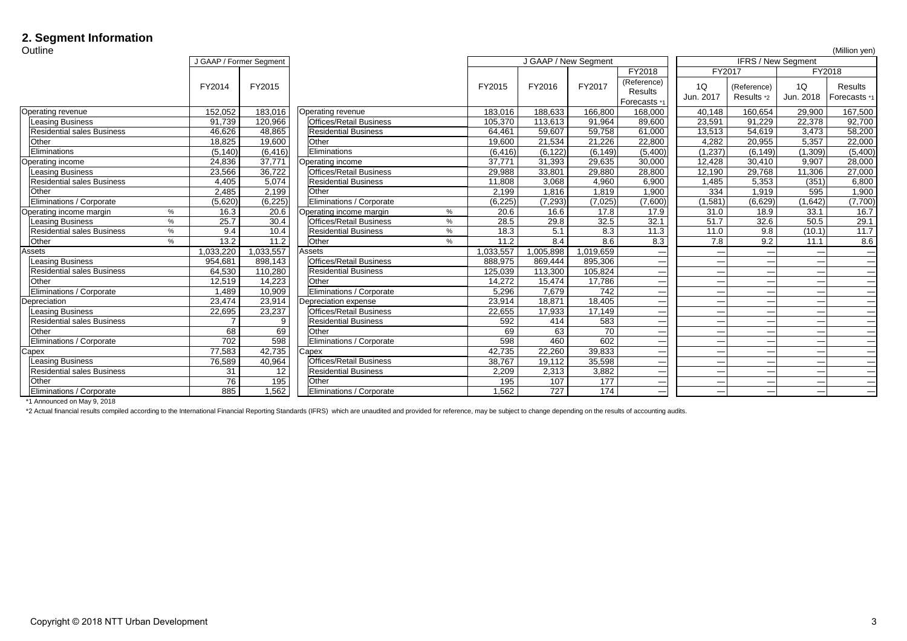## 2. Segment Information

Outline

(Million yen)

| J GAAP / Former Segment | | FY2014 | FY2015 |
|---|---|---|---|
| Operating revenue | | 152,052 | 183,016 |
| Leasing Business | | 91,739 | 120,966 |
| Residential sales Business | | 46,626 | 48,865 |
| Other | | 18,825 | 19,600 |
| Eliminations | | (5,140) | (6,416) |
| Operating income | | 24,836 | 37,771 |
| Leasing Business | | 23,566 | 36,722 |
| Residential sales Business | | 4,405 | 5,074 |
| Other | | 2,485 | 2,199 |
| Eliminations / Corporate | | (5,620) | (6,225) |
| Operating income margin | % | 16.3 | 20.6 |
| Leasing Business | % | 25.7 | 30.4 |
| Residential sales Business | % | 9.4 | 10.4 |
| Other | % | 13.2 | 11.2 |
| Assets | | 1,033,220 | 1,033,557 |
| Leasing Business | | 954,681 | 898,143 |
| Residential sales Business | | 64,530 | 110,280 |
| Other | | 12,519 | 14,223 |
| Eliminations / Corporate | | 1,489 | 10,909 |
| Depreciation | | 23,474 | 23,914 |
| Leasing Business | | 22,695 | 23,237 |
| Residential sales Business | | 7 | 9 |
| Other | | 68 | 69 |
| Eliminations / Corporate | | 702 | 598 |
| Capex | | 77,583 | 42,735 |
| Leasing Business | | 76,589 | 40,964 |
| Residential sales Business | | 31 | 12 |
| Other | | 76 | 195 |
| Eliminations / Corporate | | 885 | 1,562 |

| | | J GAAP / New Segment | | | | IFRS / New Segment | | | |
|---|---|---|---|---|---|---|---|---|---|
| | | | | | FY2018 | FY2017 | | FY2018 | |
| | | FY2015 | FY2016 | FY2017 | (Reference) Results Forecasts *1 | 1Q Jun. 2017 | (Reference) Results *2 | 1Q Jun. 2018 | Results Forecasts *1 |
| Operating revenue | | 183,016 | 188,633 | 166,800 | 168,000 | 40,148 | 160,654 | 29,900 | 167,500 |
| Offices/Retail Business | | 105,370 | 113,613 | 91,964 | 89,600 | 23,591 | 91,229 | 22,378 | 92,700 |
| Residential Business | | 64,461 | 59,607 | 59,758 | 61,000 | 13,513 | 54,619 | 3,473 | 58,200 |
| Other | | 19,600 | 21,534 | 21,226 | 22,800 | 4,282 | 20,955 | 5,357 | 22,000 |
| Eliminations | | (6,416) | (6,122) | (6,149) | (5,400) | (1,237) | (6,149) | (1,309) | (5,400) |
| Operating income | | 37,771 | 31,393 | 29,635 | 30,000 | 12,428 | 30,410 | 9,907 | 28,000 |
| Offices/Retail Business | | 29,988 | 33,801 | 29,880 | 28,800 | 12,190 | 29,768 | 11,306 | 27,000 |
| Residential Business | | 11,808 | 3,068 | 4,960 | 6,900 | 1,485 | 5,353 | (351) | 6,800 |
| Other | | 2,199 | 1,816 | 1,819 | 1,900 | 334 | 1,919 | 595 | 1,900 |
| Eliminations / Corporate | | (6,225) | (7,293) | (7,025) | (7,600) | (1,581) | (6,629) | (1,642) | (7,700) |
| Operating income margin | % | 20.6 | 16.6 | 17.8 | 17.9 | 31.0 | 18.9 | 33.1 | 16.7 |
| Offices/Retail Business | % | 28.5 | 29.8 | 32.5 | 32.1 | 51.7 | 32.6 | 50.5 | 29.1 |
| Residential Business | % | 18.3 | 5.1 | 8.3 | 11.3 | 11.0 | 9.8 | (10.1) | 11.7 |
| Other | % | 11.2 | 8.4 | 8.6 | 8.3 | 7.8 | 9.2 | 11.1 | 8.6 |
| Assets | | 1,033,557 | 1,005,898 | 1,019,659 | — | — | — | — | — |
| Offices/Retail Business | | 888,975 | 869,444 | 895,306 | — | — | — | — | — |
| Residential Business | | 125,039 | 113,300 | 105,824 | — | — | — | — | — |
| Other | | 14,272 | 15,474 | 17,786 | — | — | — | — | — |
| Eliminations / Corporate | | 5,296 | 7,679 | 742 | — | — | — | — | — |
| Depreciation expense | | 23,914 | 18,871 | 18,405 | — | — | — | — | — |
| Offices/Retail Business | | 22,655 | 17,933 | 17,149 | — | — | — | — | — |
| Residential Business | | 592 | 414 | 583 | — | — | — | — | — |
| Other | | 69 | 63 | 70 | — | — | — | — | — |
| Eliminations / Corporate | | 598 | 460 | 602 | — | — | — | — | — |
| Capex | | 42,735 | 22,260 | 39,833 | — | — | — | — | — |
| Offices/Retail Business | | 38,767 | 19,112 | 35,598 | — | — | — | — | — |
| Residential Business | | 2,209 | 2,313 | 3,882 | — | — | — | — | — |
| Other | | 195 | 107 | 177 | — | — | — | — | — |
| Eliminations / Corporate | | 1,562 | 727 | 174 | — | — | — | — | — |

*1 Announced on May 9, 2018

*2 Actual financial results compiled according to the International Financial Reporting Standards (IFRS) which are unaudited and provided for reference, may be subject to change depending on the results of accounting audits.

Copyright © 2018 NTT Urban Development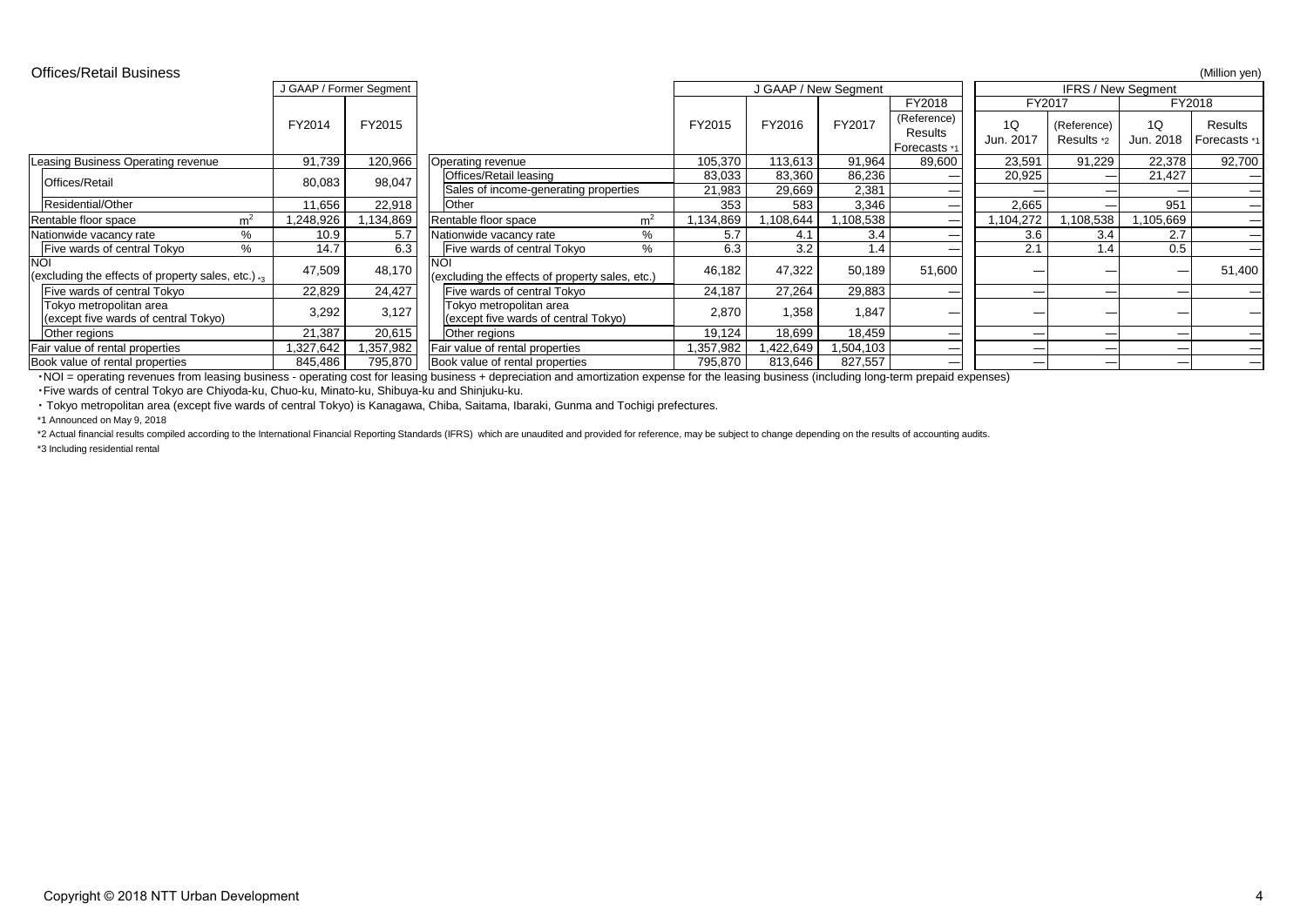## Offices/Retail Business

(Million yen)

| | J GAAP / Former Segment | |
|---|---|---|
| | FY2014 | FY2015 |
| Leasing Business Operating revenue | 91,739 | 120,966 |
| Offices/Retail | 80,083 | 98,047 |
| Residential/Other | 11,656 | 22,918 |
| Rentable floor space $m^2$ | 1,248,926 | 1,134,869 |
| Nationwide vacancy rate % | 10.9 | 5.7 |
| Five wards of central Tokyo % | 14.7 | 6.3 |
| NOI (excluding the effects of property sales, etc.) *3 | 47,509 | 48,170 |
| Five wards of central Tokyo | 22,829 | 24,427 |
| Tokyo metropolitan area (except five wards of central Tokyo) | 3,292 | 3,127 |
| Other regions | 21,387 | 20,615 |
| Fair value of rental properties | 1,327,642 | 1,357,982 |
| Book value of rental properties | 845,486 | 795,870 |

| | J GAAP / New Segment | | | | IFRS / New Segment | | | |
|---|---|---|---|---|---|---|---|---|
| | | | | FY2018 | FY2017 | | FY2018 | |
| | FY2015 | FY2016 | FY2017 | (Reference) Results Forecasts *1 | 1Q Jun. 2017 | (Reference) Results *2 | 1Q Jun. 2018 | Results Forecasts *1 |
| Operating revenue | 105,370 | 113,613 | 91,964 | 89,600 | 23,591 | 91,229 | 22,378 | 92,700 |
| Offices/Retail leasing | 83,033 | 83,360 | 86,236 | — | 20,925 | — | 21,427 | — |
| Sales of income-generating properties | 21,983 | 29,669 | 2,381 | — | — | — | — | — |
| Other | 353 | 583 | 3,346 | — | 2,665 | — | 951 | — |
| Rentable floor space $m^2$ | 1,134,869 | 1,108,644 | 1,108,538 | — | 1,104,272 | 1,108,538 | 1,105,669 | — |
| Nationwide vacancy rate % | 5.7 | 4.1 | 3.4 | — | 3.6 | 3.4 | 2.7 | — |
| Five wards of central Tokyo % | 6.3 | 3.2 | 1.4 | — | 2.1 | 1.4 | 0.5 | — |
| NOI (excluding the effects of property sales, etc.) | 46,182 | 47,322 | 50,189 | 51,600 | — | — | — | 51,400 |
| Five wards of central Tokyo | 24,187 | 27,264 | 29,883 | — | — | — | — | — |
| Tokyo metropolitan area (except five wards of central Tokyo) | 2,870 | 1,358 | 1,847 | — | — | — | — | — |
| Other regions | 19,124 | 18,699 | 18,459 | — | — | — | — | — |
| Fair value of rental properties | 1,357,982 | 1,422,649 | 1,504,103 | — | — | — | — | — |
| Book value of rental properties | 795,870 | 813,646 | 827,557 | — | — | — | — | — |

・NOI = operating revenues from leasing business - operating cost for leasing business + depreciation and amortization expense for the leasing business (including long-term prepaid expenses)

・Five wards of central Tokyo are Chiyoda-ku, Chuo-ku, Minato-ku, Shibuya-ku and Shinjuku-ku.

・Tokyo metropolitan area (except five wards of central Tokyo) is Kanagawa, Chiba, Saitama, Ibaraki, Gunma and Tochigi prefectures.

*1 Announced on May 9, 2018

*2 Actual financial results compiled according to the International Financial Reporting Standards (IFRS) which are unaudited and provided for reference, may be subject to change depending on the results of accounting audits.

*3 Including residential rental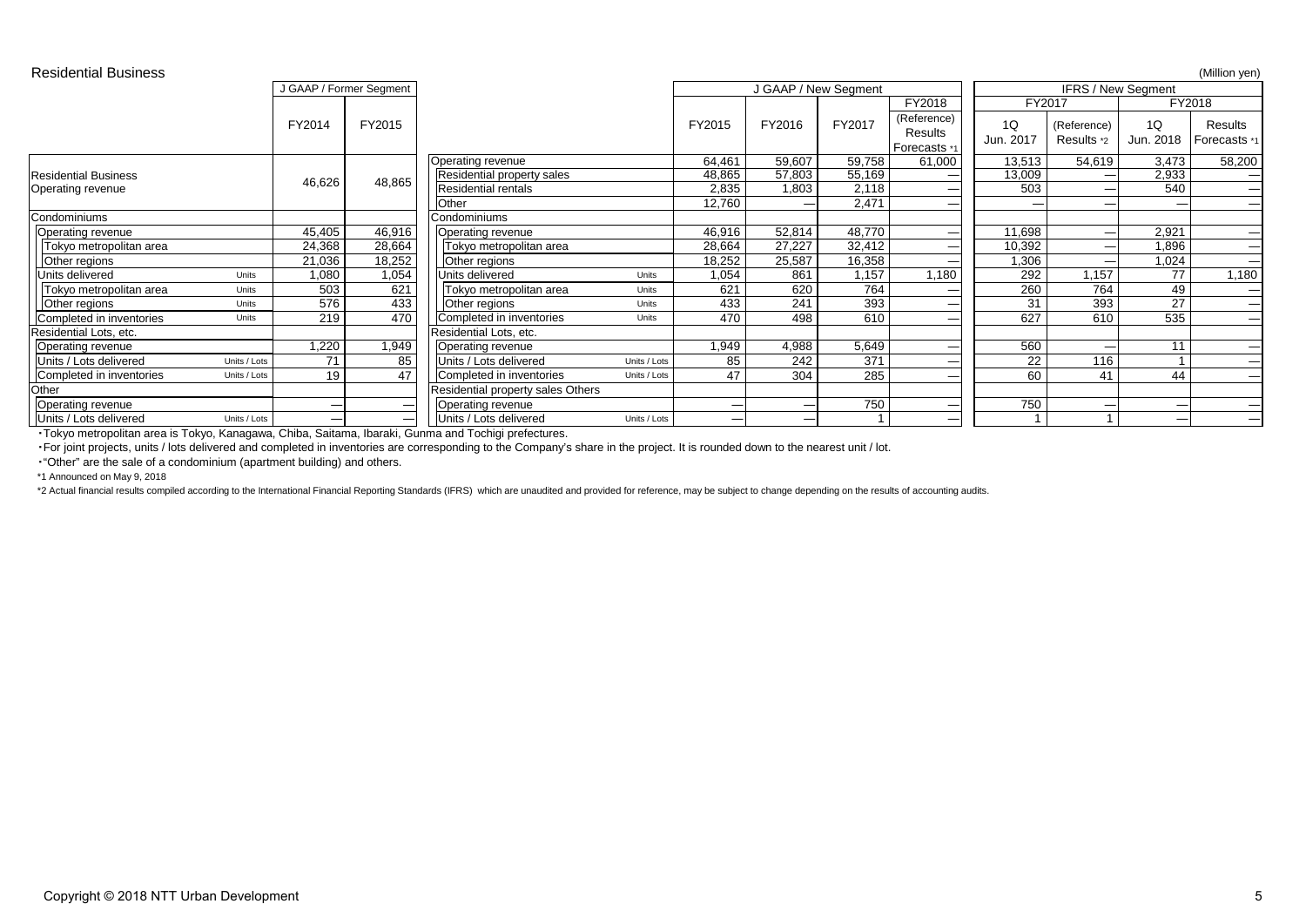## Residential Business

(Million yen)

| | | J GAAP / Former Segment | |
|---|---|---|---|
| | | FY2014 | FY2015 |
| Residential Business Operating revenue | | 46,626 | 48,865 |
| Condominiums | | | |
| Operating revenue | | 45,405 | 46,916 |
| Tokyo metropolitan area | | 24,368 | 28,664 |
| Other regions | | 21,036 | 18,252 |
| Units delivered | Units | 1,080 | 1,054 |
| Tokyo metropolitan area | Units | 503 | 621 |
| Other regions | Units | 576 | 433 |
| Completed in inventories | Units | 219 | 470 |
| Residential Lots, etc. | | | |
| Operating revenue | | 1,220 | 1,949 |
| Units / Lots delivered | Units / Lots | 71 | 85 |
| Completed in inventories | Units / Lots | 19 | 47 |
| Other | | | |
| Operating revenue | | — | — |
| Units / Lots delivered | Units / Lots | — | — |

| | | J GAAP / New Segment | | | | IFRS / New Segment | | | |
|---|---|---|---|---|---|---|---|---|---|
| | | | | | FY2018 | FY2017 | | FY2018 | |
| | | FY2015 | FY2016 | FY2017 | (Reference) Results Forecasts *1 | 1Q Jun. 2017 | (Reference) Results *2 | 1Q Jun. 2018 | Results Forecasts *1 |
| Operating revenue | | 64,461 | 59,607 | 59,758 | 61,000 | 13,513 | 54,619 | 3,473 | 58,200 |
| Residential property sales | | 48,865 | 57,803 | 55,169 | — | 13,009 | — | 2,933 | — |
| Residential rentals | | 2,835 | 1,803 | 2,118 | — | 503 | — | 540 | — |
| Other | | 12,760 | — | 2,471 | — | — | — | — | — |
| Condominiums | | | | | | | | | |
| Operating revenue | | 46,916 | 52,814 | 48,770 | — | 11,698 | — | 2,921 | — |
| Tokyo metropolitan area | | 28,664 | 27,227 | 32,412 | — | 10,392 | — | 1,896 | — |
| Other regions | | 18,252 | 25,587 | 16,358 | — | 1,306 | — | 1,024 | — |
| Units delivered | Units | 1,054 | 861 | 1,157 | 1,180 | 292 | 1,157 | 77 | 1,180 |
| Tokyo metropolitan area | Units | 621 | 620 | 764 | — | 260 | 764 | 49 | — |
| Other regions | Units | 433 | 241 | 393 | — | 31 | 393 | 27 | — |
| Completed in inventories | Units | 470 | 498 | 610 | — | 627 | 610 | 535 | — |
| Residential Lots, etc. | | | | | | | | | |
| Operating revenue | | 1,949 | 4,988 | 5,649 | — | 560 | — | 11 | — |
| Units / Lots delivered | Units / Lots | 85 | 242 | 371 | — | 22 | 116 | 1 | — |
| Completed in inventories | Units / Lots | 47 | 304 | 285 | — | 60 | 41 | 44 | — |
| Residential property sales Others | | | | | | | | | |
| Operating revenue | | — | — | 750 | — | 750 | — | — | — |
| Units / Lots delivered | Units / Lots | — | — | 1 | — | 1 | 1 | — | — |

・Tokyo metropolitan area is Tokyo, Kanagawa, Chiba, Saitama, Ibaraki, Gunma and Tochigi prefectures.

・For joint projects, units / lots delivered and completed in inventories are corresponding to the Company's share in the project. It is rounded down to the nearest unit / lot.

・"Other" are the sale of a condominium (apartment building) and others.

*1 Announced on May 9, 2018

*2 Actual financial results compiled according to the International Financial Reporting Standards (IFRS) which are unaudited and provided for reference, may be subject to change depending on the results of accounting audits.

Copyright © 2018 NTT Urban Development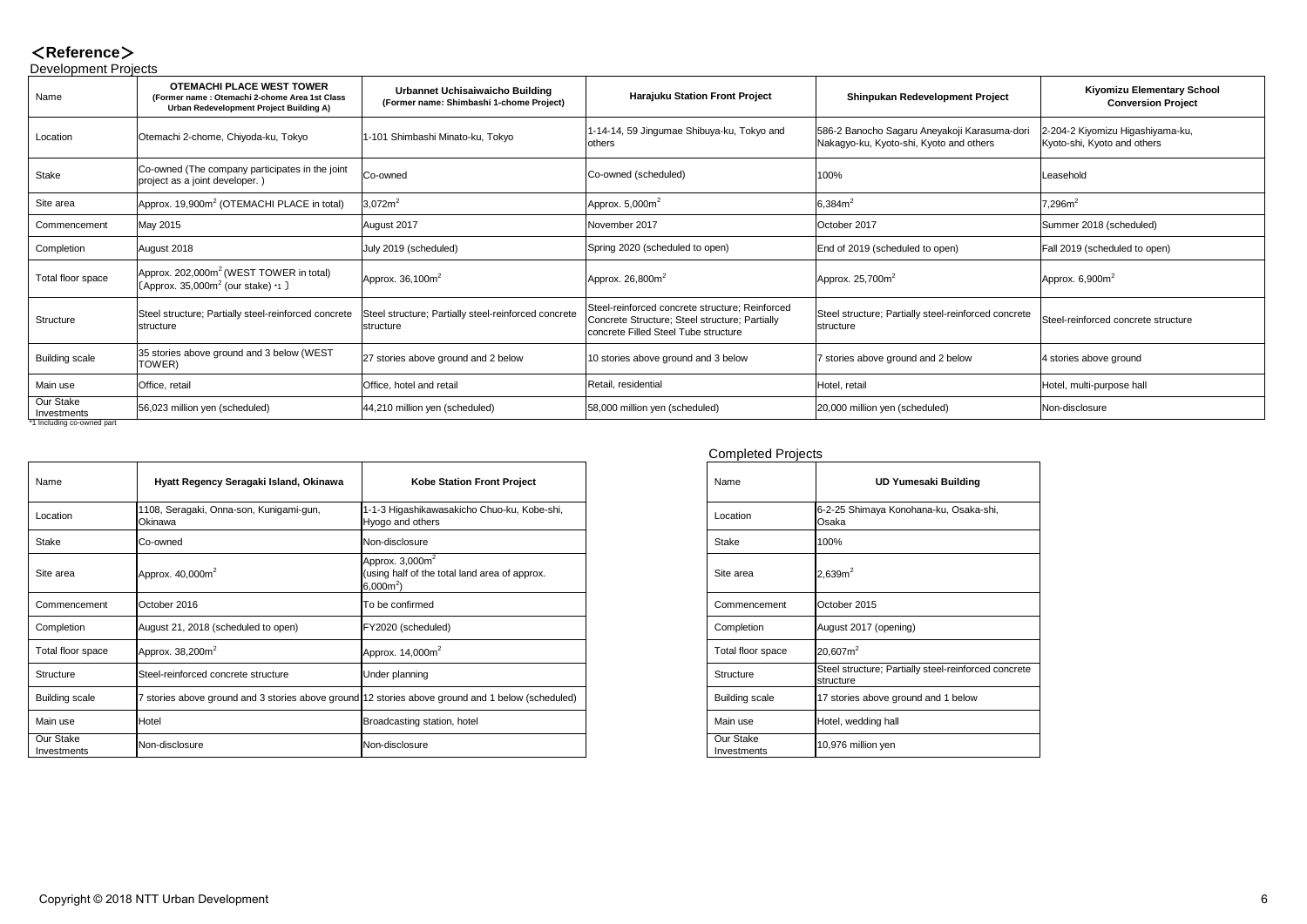# ＜Reference＞

## Development Projects

| Name | OTEMACHI PLACE WEST TOWER (Former name : Otemachi 2-chome Area 1st Class Urban Redevelopment Project Building A) | Urbannet Uchisaiwaicho Building (Former name: Shimbashi 1-chome Project) | Harajuku Station Front Project | Shinpukan Redevelopment Project | Kiyomizu Elementary School Conversion Project |
|---|---|---|---|---|---|
| Location | Otemachi 2-chome, Chiyoda-ku, Tokyo | 1-101 Shimbashi Minato-ku, Tokyo | 1-14-14, 59 Jingumae Shibuya-ku, Tokyo and others | 586-2 Banocho Sagaru Aneyakoji Karasuma-dori Nakagyo-ku, Kyoto-shi, Kyoto and others | 2-204-2 Kiyomizu Higashiyama-ku, Kyoto-shi, Kyoto and others |
| Stake | Co-owned (The company participates in the joint project as a joint developer. ) | Co-owned | Co-owned (scheduled) | 100% | Leasehold |
| Site area | Approx. 19,900m$^2$ (OTEMACHI PLACE in total) | 3,072m$^2$ | Approx. 5,000m$^2$ | 6,384m$^2$ | 7,296m$^2$ |
| Commencement | May 2015 | August 2017 | November 2017 | October 2017 | Summer 2018 (scheduled) |
| Completion | August 2018 | July 2019 (scheduled) | Spring 2020 (scheduled to open) | End of 2019 (scheduled to open) | Fall 2019 (scheduled to open) |
| Total floor space | Approx. 202,000m$^2$ (WEST TOWER in total) 〔Approx. 35,000m$^2$ (our stake) *1 〕 | Approx. 36,100m$^2$ | Approx. 26,800m$^2$ | Approx. 25,700m$^2$ | Approx. 6,900m$^2$ |
| Structure | Steel structure; Partially steel-reinforced concrete structure | Steel structure; Partially steel-reinforced concrete structure | Steel-reinforced concrete structure; Reinforced Concrete Structure; Steel structure; Partially concrete Filled Steel Tube structure | Steel structure; Partially steel-reinforced concrete structure | Steel-reinforced concrete structure |
| Building scale | 35 stories above ground and 3 below (WEST TOWER) | 27 stories above ground and 2 below | 10 stories above ground and 3 below | 7 stories above ground and 2 below | 4 stories above ground |
| Main use | Office, retail | Office, hotel and retail | Retail, residential | Hotel, retail | Hotel, multi-purpose hall |
| Our Stake Investments | 56,023 million yen (scheduled) | 44,210 million yen (scheduled) | 58,000 million yen (scheduled) | 20,000 million yen (scheduled) | Non-disclosure |

*1 Including co-owned part

| Name | Hyatt Regency Seragaki Island, Okinawa | Kobe Station Front Project |
|---|---|---|
| Location | 1108, Seragaki, Onna-son, Kunigami-gun, Okinawa | 1-1-3 Higashikawasakicho Chuo-ku, Kobe-shi, Hyogo and others |
| Stake | Co-owned | Non-disclosure |
| Site area | Approx. 40,000m$^2$ | Approx. 3,000m$^2$ (using half of the total land area of approx. 6,000m$^2$) |
| Commencement | October 2016 | To be confirmed |
| Completion | August 21, 2018 (scheduled to open) | FY2020 (scheduled) |
| Total floor space | Approx. 38,200m$^2$ | Approx. 14,000m$^2$ |
| Structure | Steel-reinforced concrete structure | Under planning |
| Building scale | 7 stories above ground and 3 stories above ground | 12 stories above ground and 1 below (scheduled) |
| Main use | Hotel | Broadcasting station, hotel |
| Our Stake Investments | Non-disclosure | Non-disclosure |

## Completed Projects

| Name | UD Yumesaki Building |
|---|---|
| Location | 6-2-25 Shimaya Konohana-ku, Osaka-shi, Osaka |
| Stake | 100% |
| Site area | 2,639m$^2$ |
| Commencement | October 2015 |
| Completion | August 2017 (opening) |
| Total floor space | 20,607m$^2$ |
| Structure | Steel structure; Partially steel-reinforced concrete structure |
| Building scale | 17 stories above ground and 1 below |
| Main use | Hotel, wedding hall |
| Our Stake Investments | 10,976 million yen |

Copyright © 2018 NTT Urban Development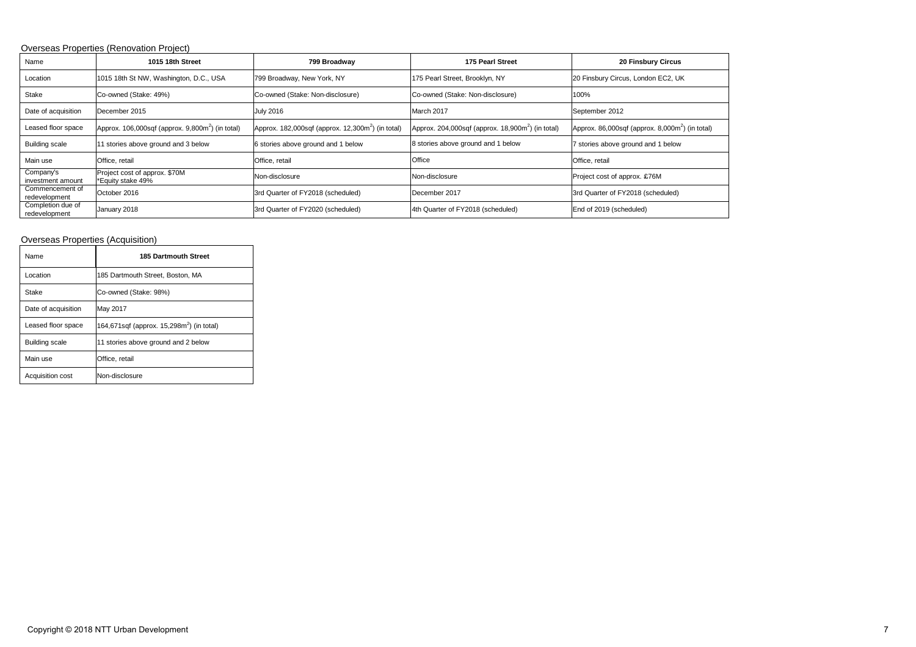Overseas Properties (Renovation Project)

| Name | 1015 18th Street | 799 Broadway | 175 Pearl Street | 20 Finsbury Circus |
|---|---|---|---|---|
| Location | 1015 18th St NW, Washington, D.C., USA | 799 Broadway, New York, NY | 175 Pearl Street, Brooklyn, NY | 20 Finsbury Circus, London EC2, UK |
| Stake | Co-owned (Stake: 49%) | Co-owned (Stake: Non-disclosure) | Co-owned (Stake: Non-disclosure) | 100% |
| Date of acquisition | December 2015 | July 2016 | March 2017 | September 2012 |
| Leased floor space | Approx. 106,000sqf (approx. 9,800m$^2$) (in total) | Approx. 182,000sqf (approx. 12,300m$^2$) (in total) | Approx. 204,000sqf (approx. 18,900m$^2$) (in total) | Approx. 86,000sqf (approx. 8,000m$^2$) (in total) |
| Building scale | 11 stories above ground and 3 below | 6 stories above ground and 1 below | 8 stories above ground and 1 below | 7 stories above ground and 1 below |
| Main use | Office, retail | Office, retail | Office | Office, retail |
| Company's investment amount | Project cost of approx. $70M *Equity stake 49% | Non-disclosure | Non-disclosure | Project cost of approx. £76M |
| Commencement of redevelopment | October 2016 | 3rd Quarter of FY2018 (scheduled) | December 2017 | 3rd Quarter of FY2018 (scheduled) |
| Completion due of redevelopment | January 2018 | 3rd Quarter of FY2020 (scheduled) | 4th Quarter of FY2018 (scheduled) | End of 2019 (scheduled) |

Overseas Properties (Acquisition)

| Name | 185 Dartmouth Street |
|---|---|
| Location | 185 Dartmouth Street, Boston, MA |
| Stake | Co-owned (Stake: 98%) |
| Date of acquisition | May 2017 |
| Leased floor space | 164,671sqf (approx. 15,298m$^2$) (in total) |
| Building scale | 11 stories above ground and 2 below |
| Main use | Office, retail |
| Acquisition cost | Non-disclosure |

Copyright © 2018 NTT Urban Development